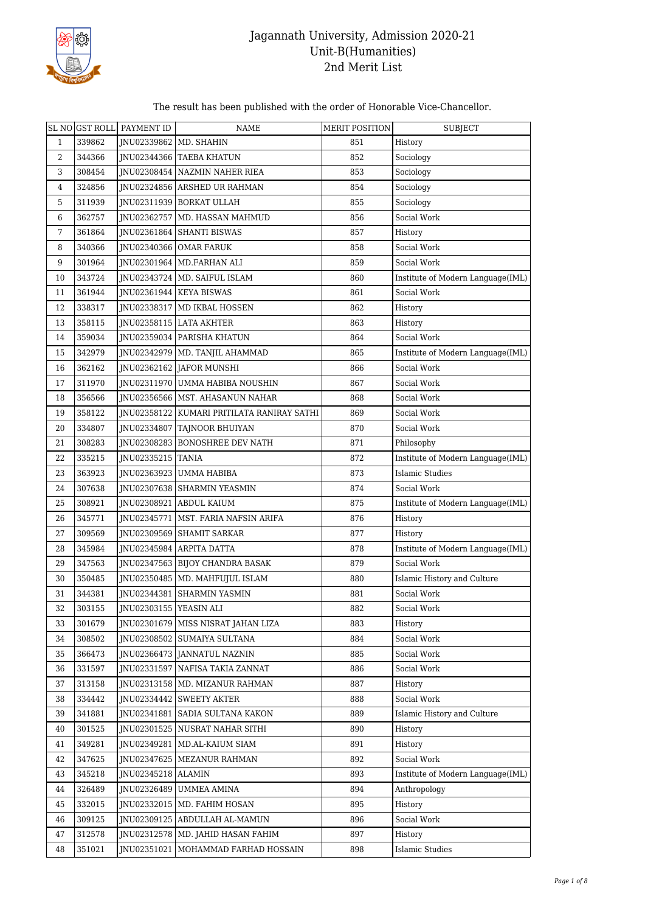# Jagannath University, Admission 2020-21
## Unit-B(Humanities)
## 2nd Merit List

The result has been published with the order of Honorable Vice-Chancellor.

| SL NO | GST ROLL | PAYMENT ID | NAME | MERIT POSITION | SUBJECT |
|---|---|---|---|---|---|
| 1 | 339862 | JNU02339862 | MD. SHAHIN | 851 | History |
| 2 | 344366 | JNU02344366 | TAEBA KHATUN | 852 | Sociology |
| 3 | 308454 | JNU02308454 | NAZMIN NAHER RIEA | 853 | Sociology |
| 4 | 324856 | JNU02324856 | ARSHED UR RAHMAN | 854 | Sociology |
| 5 | 311939 | JNU02311939 | BORKAT ULLAH | 855 | Sociology |
| 6 | 362757 | JNU02362757 | MD. HASSAN MAHMUD | 856 | Social Work |
| 7 | 361864 | JNU02361864 | SHANTI BISWAS | 857 | History |
| 8 | 340366 | JNU02340366 | OMAR FARUK | 858 | Social Work |
| 9 | 301964 | JNU02301964 | MD.FARHAN ALI | 859 | Social Work |
| 10 | 343724 | JNU02343724 | MD. SAIFUL ISLAM | 860 | Institute of Modern Language(IML) |
| 11 | 361944 | JNU02361944 | KEYA BISWAS | 861 | Social Work |
| 12 | 338317 | JNU02338317 | MD IKBAL HOSSEN | 862 | History |
| 13 | 358115 | JNU02358115 | LATA AKHTER | 863 | History |
| 14 | 359034 | JNU02359034 | PARISHA KHATUN | 864 | Social Work |
| 15 | 342979 | JNU02342979 | MD. TANJIL AHAMMAD | 865 | Institute of Modern Language(IML) |
| 16 | 362162 | JNU02362162 | JAFOR MUNSHI | 866 | Social Work |
| 17 | 311970 | JNU02311970 | UMMA HABIBA NOUSHIN | 867 | Social Work |
| 18 | 356566 | JNU02356566 | MST. AHASANUN NAHAR | 868 | Social Work |
| 19 | 358122 | JNU02358122 | KUMARI PRITILATA RANIRAY SATHI | 869 | Social Work |
| 20 | 334807 | JNU02334807 | TAJNOOR BHUIYAN | 870 | Social Work |
| 21 | 308283 | JNU02308283 | BONOSHREE DEV NATH | 871 | Philosophy |
| 22 | 335215 | JNU02335215 | TANIA | 872 | Institute of Modern Language(IML) |
| 23 | 363923 | JNU02363923 | UMMA HABIBA | 873 | Islamic Studies |
| 24 | 307638 | JNU02307638 | SHARMIN YEASMIN | 874 | Social Work |
| 25 | 308921 | JNU02308921 | ABDUL KAIUM | 875 | Institute of Modern Language(IML) |
| 26 | 345771 | JNU02345771 | MST. FARIA NAFSIN ARIFA | 876 | History |
| 27 | 309569 | JNU02309569 | SHAMIT SARKAR | 877 | History |
| 28 | 345984 | JNU02345984 | ARPITA DATTA | 878 | Institute of Modern Language(IML) |
| 29 | 347563 | JNU02347563 | BIJOY CHANDRA BASAK | 879 | Social Work |
| 30 | 350485 | JNU02350485 | MD. MAHFUJUL ISLAM | 880 | Islamic History and Culture |
| 31 | 344381 | JNU02344381 | SHARMIN YASMIN | 881 | Social Work |
| 32 | 303155 | JNU02303155 | YEASIN ALI | 882 | Social Work |
| 33 | 301679 | JNU02301679 | MISS NISRAT JAHAN LIZA | 883 | History |
| 34 | 308502 | JNU02308502 | SUMAIYA SULTANA | 884 | Social Work |
| 35 | 366473 | JNU02366473 | JANNATUL NAZNIN | 885 | Social Work |
| 36 | 331597 | JNU02331597 | NAFISA TAKIA ZANNAT | 886 | Social Work |
| 37 | 313158 | JNU02313158 | MD. MIZANUR RAHMAN | 887 | History |
| 38 | 334442 | JNU02334442 | SWEETY AKTER | 888 | Social Work |
| 39 | 341881 | JNU02341881 | SADIA SULTANA KAKON | 889 | Islamic History and Culture |
| 40 | 301525 | JNU02301525 | NUSRAT NAHAR SITHI | 890 | History |
| 41 | 349281 | JNU02349281 | MD.AL-KAIUM SIAM | 891 | History |
| 42 | 347625 | JNU02347625 | MEZANUR RAHMAN | 892 | Social Work |
| 43 | 345218 | JNU02345218 | ALAMIN | 893 | Institute of Modern Language(IML) |
| 44 | 326489 | JNU02326489 | UMMEA AMINA | 894 | Anthropology |
| 45 | 332015 | JNU02332015 | MD. FAHIM HOSAN | 895 | History |
| 46 | 309125 | JNU02309125 | ABDULLAH AL-MAMUN | 896 | Social Work |
| 47 | 312578 | JNU02312578 | MD. JAHID HASAN FAHIM | 897 | History |
| 48 | 351021 | JNU02351021 | MOHAMMAD FARHAD HOSSAIN | 898 | Islamic Studies |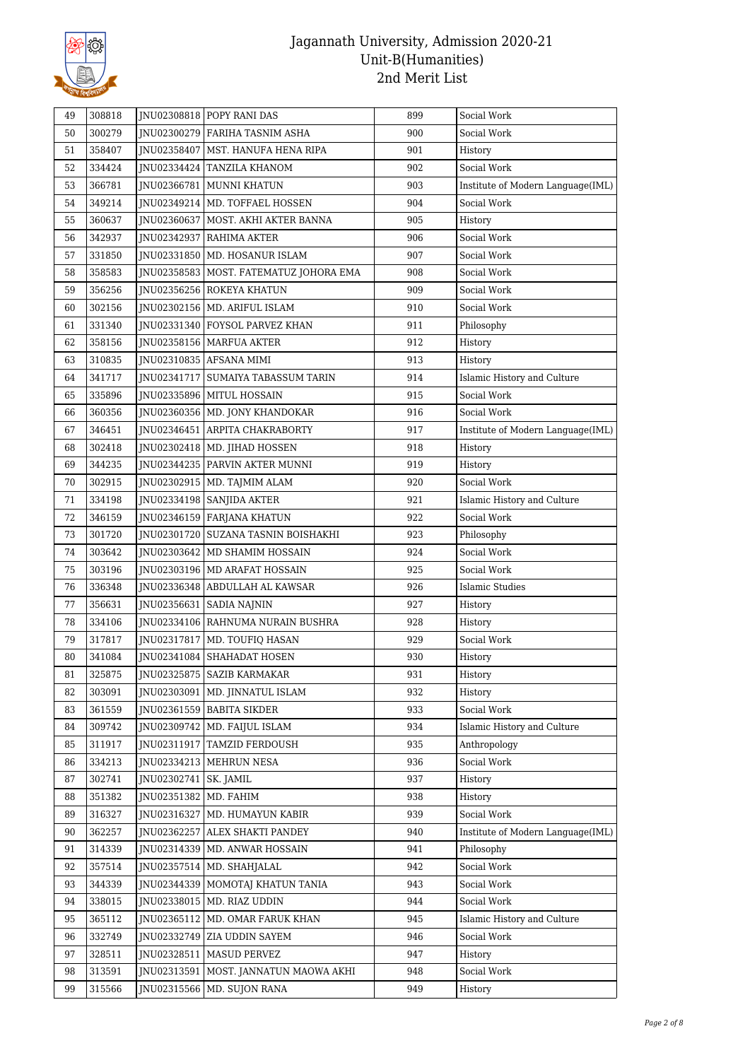# Jagannath University, Admission 2020-21
## Unit-B(Humanities)
## 2nd Merit List

| | | | | | |
|---|---|---|---|---|---|
| 49 | 308818 | JNU02308818 | POPY RANI DAS | 899 | Social Work |
| 50 | 300279 | JNU02300279 | FARIHA TASNIM ASHA | 900 | Social Work |
| 51 | 358407 | JNU02358407 | MST. HANUFA HENA RIPA | 901 | History |
| 52 | 334424 | JNU02334424 | TANZILA KHANOM | 902 | Social Work |
| 53 | 366781 | JNU02366781 | MUNNI KHATUN | 903 | Institute of Modern Language(IML) |
| 54 | 349214 | JNU02349214 | MD. TOFFAEL HOSSEN | 904 | Social Work |
| 55 | 360637 | JNU02360637 | MOST. AKHI AKTER BANNA | 905 | History |
| 56 | 342937 | JNU02342937 | RAHIMA AKTER | 906 | Social Work |
| 57 | 331850 | JNU02331850 | MD. HOSANUR ISLAM | 907 | Social Work |
| 58 | 358583 | JNU02358583 | MOST. FATEMATUZ JOHORA EMA | 908 | Social Work |
| 59 | 356256 | JNU02356256 | ROKEYA KHATUN | 909 | Social Work |
| 60 | 302156 | JNU02302156 | MD. ARIFUL ISLAM | 910 | Social Work |
| 61 | 331340 | JNU02331340 | FOYSOL PARVEZ KHAN | 911 | Philosophy |
| 62 | 358156 | JNU02358156 | MARFUA AKTER | 912 | History |
| 63 | 310835 | JNU02310835 | AFSANA MIMI | 913 | History |
| 64 | 341717 | JNU02341717 | SUMAIYA TABASSUM TARIN | 914 | Islamic History and Culture |
| 65 | 335896 | JNU02335896 | MITUL HOSSAIN | 915 | Social Work |
| 66 | 360356 | JNU02360356 | MD. JONY KHANDOKAR | 916 | Social Work |
| 67 | 346451 | JNU02346451 | ARPITA CHAKRABORTY | 917 | Institute of Modern Language(IML) |
| 68 | 302418 | JNU02302418 | MD. JIHAD HOSSEN | 918 | History |
| 69 | 344235 | JNU02344235 | PARVIN AKTER MUNNI | 919 | History |
| 70 | 302915 | JNU02302915 | MD. TAJMIM ALAM | 920 | Social Work |
| 71 | 334198 | JNU02334198 | SANJIDA AKTER | 921 | Islamic History and Culture |
| 72 | 346159 | JNU02346159 | FARJANA KHATUN | 922 | Social Work |
| 73 | 301720 | JNU02301720 | SUZANA TASNIN BOISHAKHI | 923 | Philosophy |
| 74 | 303642 | JNU02303642 | MD SHAMIM HOSSAIN | 924 | Social Work |
| 75 | 303196 | JNU02303196 | MD ARAFAT HOSSAIN | 925 | Social Work |
| 76 | 336348 | JNU02336348 | ABDULLAH AL KAWSAR | 926 | Islamic Studies |
| 77 | 356631 | JNU02356631 | SADIA NAJNIN | 927 | History |
| 78 | 334106 | JNU02334106 | RAHNUMA NURAIN BUSHRA | 928 | History |
| 79 | 317817 | JNU02317817 | MD. TOUFIQ HASAN | 929 | Social Work |
| 80 | 341084 | JNU02341084 | SHAHADAT HOSEN | 930 | History |
| 81 | 325875 | JNU02325875 | SAZIB KARMAKAR | 931 | History |
| 82 | 303091 | JNU02303091 | MD. JINNATUL ISLAM | 932 | History |
| 83 | 361559 | JNU02361559 | BABITA SIKDER | 933 | Social Work |
| 84 | 309742 | JNU02309742 | MD. FAIJUL ISLAM | 934 | Islamic History and Culture |
| 85 | 311917 | JNU02311917 | TAMZID FERDOUSH | 935 | Anthropology |
| 86 | 334213 | JNU02334213 | MEHRUN NESA | 936 | Social Work |
| 87 | 302741 | JNU02302741 | SK. JAMIL | 937 | History |
| 88 | 351382 | JNU02351382 | MD. FAHIM | 938 | History |
| 89 | 316327 | JNU02316327 | MD. HUMAYUN KABIR | 939 | Social Work |
| 90 | 362257 | JNU02362257 | ALEX SHAKTI PANDEY | 940 | Institute of Modern Language(IML) |
| 91 | 314339 | JNU02314339 | MD. ANWAR HOSSAIN | 941 | Philosophy |
| 92 | 357514 | JNU02357514 | MD. SHAHJALAL | 942 | Social Work |
| 93 | 344339 | JNU02344339 | MOMOTAJ KHATUN TANIA | 943 | Social Work |
| 94 | 338015 | JNU02338015 | MD. RIAZ UDDIN | 944 | Social Work |
| 95 | 365112 | JNU02365112 | MD. OMAR FARUK KHAN | 945 | Islamic History and Culture |
| 96 | 332749 | JNU02332749 | ZIA UDDIN SAYEM | 946 | Social Work |
| 97 | 328511 | JNU02328511 | MASUD PERVEZ | 947 | History |
| 98 | 313591 | JNU02313591 | MOST. JANNATUN MAOWA AKHI | 948 | Social Work |
| 99 | 315566 | JNU02315566 | MD. SUJON RANA | 949 | History |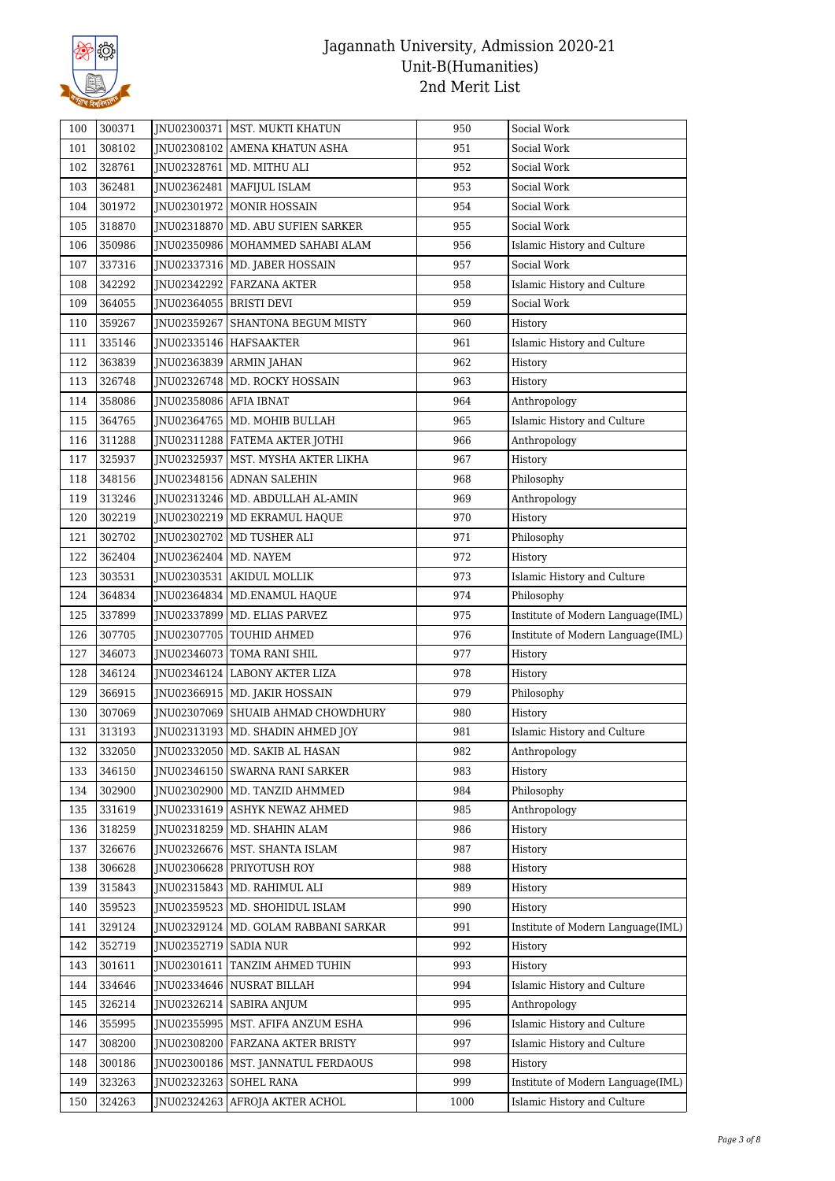# Jagannath University, Admission 2020-21
## Unit-B(Humanities)
## 2nd Merit List

| | | | | | |
|---|---|---|---|---|---|
| 100 | 300371 | JNU02300371 | MST. MUKTI KHATUN | 950 | Social Work |
| 101 | 308102 | JNU02308102 | AMENA KHATUN ASHA | 951 | Social Work |
| 102 | 328761 | JNU02328761 | MD. MITHU ALI | 952 | Social Work |
| 103 | 362481 | JNU02362481 | MAFIJUL ISLAM | 953 | Social Work |
| 104 | 301972 | JNU02301972 | MONIR HOSSAIN | 954 | Social Work |
| 105 | 318870 | JNU02318870 | MD. ABU SUFIEN SARKER | 955 | Social Work |
| 106 | 350986 | JNU02350986 | MOHAMMED SAHABI ALAM | 956 | Islamic History and Culture |
| 107 | 337316 | JNU02337316 | MD. JABER HOSSAIN | 957 | Social Work |
| 108 | 342292 | JNU02342292 | FARZANA AKTER | 958 | Islamic History and Culture |
| 109 | 364055 | JNU02364055 | BRISTI DEVI | 959 | Social Work |
| 110 | 359267 | JNU02359267 | SHANTONA BEGUM MISTY | 960 | History |
| 111 | 335146 | JNU02335146 | HAFSAAKTER | 961 | Islamic History and Culture |
| 112 | 363839 | JNU02363839 | ARMIN JAHAN | 962 | History |
| 113 | 326748 | JNU02326748 | MD. ROCKY HOSSAIN | 963 | History |
| 114 | 358086 | JNU02358086 | AFIA IBNAT | 964 | Anthropology |
| 115 | 364765 | JNU02364765 | MD. MOHIB BULLAH | 965 | Islamic History and Culture |
| 116 | 311288 | JNU02311288 | FATEMA AKTER JOTHI | 966 | Anthropology |
| 117 | 325937 | JNU02325937 | MST. MYSHA AKTER LIKHA | 967 | History |
| 118 | 348156 | JNU02348156 | ADNAN SALEHIN | 968 | Philosophy |
| 119 | 313246 | JNU02313246 | MD. ABDULLAH AL-AMIN | 969 | Anthropology |
| 120 | 302219 | JNU02302219 | MD EKRAMUL HAQUE | 970 | History |
| 121 | 302702 | JNU02302702 | MD TUSHER ALI | 971 | Philosophy |
| 122 | 362404 | JNU02362404 | MD. NAYEM | 972 | History |
| 123 | 303531 | JNU02303531 | AKIDUL MOLLIK | 973 | Islamic History and Culture |
| 124 | 364834 | JNU02364834 | MD.ENAMUL HAQUE | 974 | Philosophy |
| 125 | 337899 | JNU02337899 | MD. ELIAS PARVEZ | 975 | Institute of Modern Language(IML) |
| 126 | 307705 | JNU02307705 | TOUHID AHMED | 976 | Institute of Modern Language(IML) |
| 127 | 346073 | JNU02346073 | TOMA RANI SHIL | 977 | History |
| 128 | 346124 | JNU02346124 | LABONY AKTER LIZA | 978 | History |
| 129 | 366915 | JNU02366915 | MD. JAKIR HOSSAIN | 979 | Philosophy |
| 130 | 307069 | JNU02307069 | SHUAIB AHMAD CHOWDHURY | 980 | History |
| 131 | 313193 | JNU02313193 | MD. SHADIN AHMED JOY | 981 | Islamic History and Culture |
| 132 | 332050 | JNU02332050 | MD. SAKIB AL HASAN | 982 | Anthropology |
| 133 | 346150 | JNU02346150 | SWARNA RANI SARKER | 983 | History |
| 134 | 302900 | JNU02302900 | MD. TANZID AHMMED | 984 | Philosophy |
| 135 | 331619 | JNU02331619 | ASHYK NEWAZ AHMED | 985 | Anthropology |
| 136 | 318259 | JNU02318259 | MD. SHAHIN ALAM | 986 | History |
| 137 | 326676 | JNU02326676 | MST. SHANTA ISLAM | 987 | History |
| 138 | 306628 | JNU02306628 | PRIYOTUSH ROY | 988 | History |
| 139 | 315843 | JNU02315843 | MD. RAHIMUL ALI | 989 | History |
| 140 | 359523 | JNU02359523 | MD. SHOHIDUL ISLAM | 990 | History |
| 141 | 329124 | JNU02329124 | MD. GOLAM RABBANI SARKAR | 991 | Institute of Modern Language(IML) |
| 142 | 352719 | JNU02352719 | SADIA NUR | 992 | History |
| 143 | 301611 | JNU02301611 | TANZIM AHMED TUHIN | 993 | History |
| 144 | 334646 | JNU02334646 | NUSRAT BILLAH | 994 | Islamic History and Culture |
| 145 | 326214 | JNU02326214 | SABIRA ANJUM | 995 | Anthropology |
| 146 | 355995 | JNU02355995 | MST. AFIFA ANZUM ESHA | 996 | Islamic History and Culture |
| 147 | 308200 | JNU02308200 | FARZANA AKTER BRISTY | 997 | Islamic History and Culture |
| 148 | 300186 | JNU02300186 | MST. JANNATUL FERDAOUS | 998 | History |
| 149 | 323263 | JNU02323263 | SOHEL RANA | 999 | Institute of Modern Language(IML) |
| 150 | 324263 | JNU02324263 | AFROJA AKTER ACHOL | 1000 | Islamic History and Culture |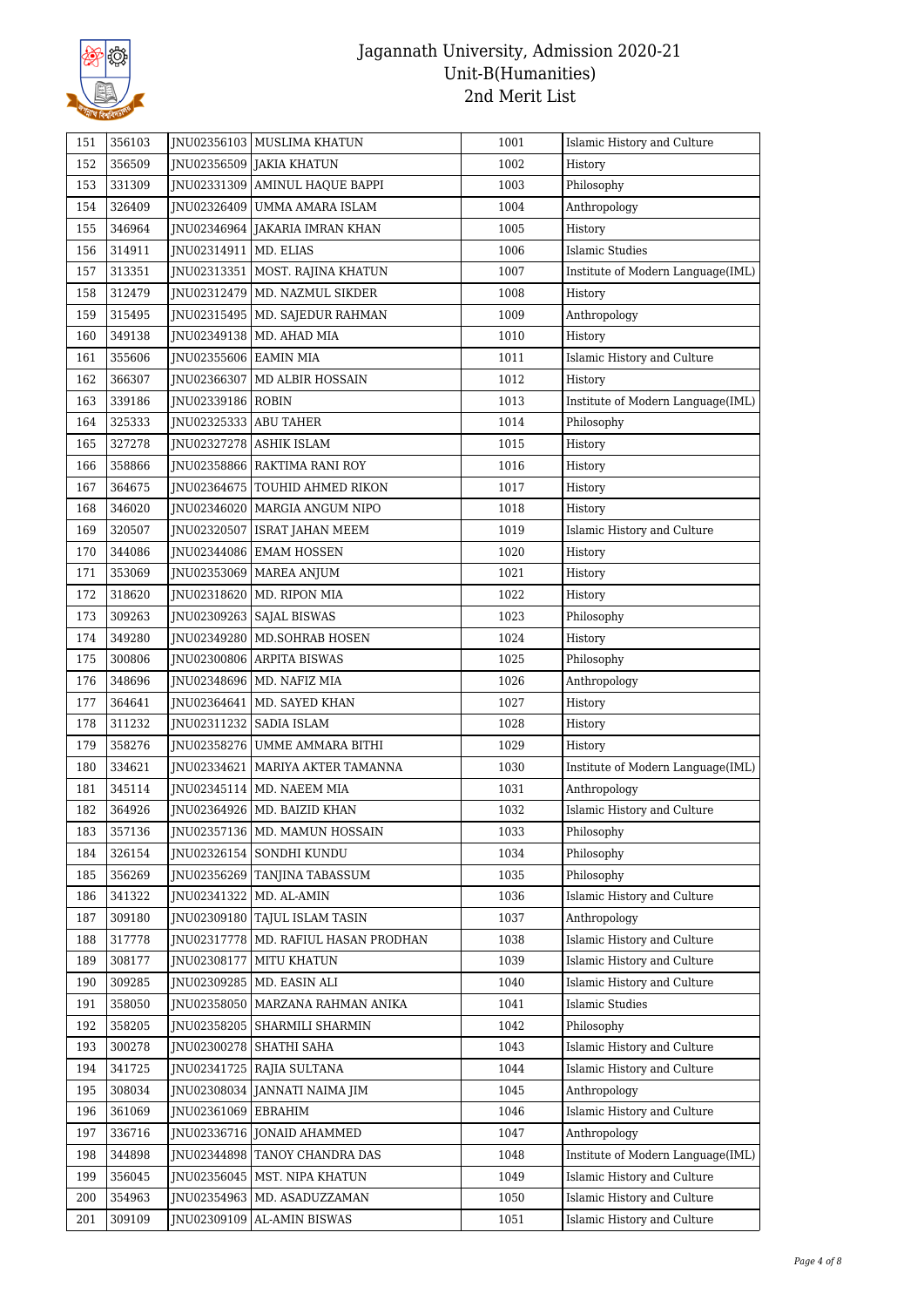# Jagannath University, Admission 2020-21
## Unit-B(Humanities)
## 2nd Merit List

| | | | | | |
|---|---|---|---|---|---|
| 151 | 356103 | JNU02356103 | MUSLIMA KHATUN | 1001 | Islamic History and Culture |
| 152 | 356509 | JNU02356509 | JAKIA KHATUN | 1002 | History |
| 153 | 331309 | JNU02331309 | AMINUL HAQUE BAPPI | 1003 | Philosophy |
| 154 | 326409 | JNU02326409 | UMMA AMARA ISLAM | 1004 | Anthropology |
| 155 | 346964 | JNU02346964 | JAKARIA IMRAN KHAN | 1005 | History |
| 156 | 314911 | JNU02314911 | MD. ELIAS | 1006 | Islamic Studies |
| 157 | 313351 | JNU02313351 | MOST. RAJINA KHATUN | 1007 | Institute of Modern Language(IML) |
| 158 | 312479 | JNU02312479 | MD. NAZMUL SIKDER | 1008 | History |
| 159 | 315495 | JNU02315495 | MD. SAJEDUR RAHMAN | 1009 | Anthropology |
| 160 | 349138 | JNU02349138 | MD. AHAD MIA | 1010 | History |
| 161 | 355606 | JNU02355606 | EAMIN MIA | 1011 | Islamic History and Culture |
| 162 | 366307 | JNU02366307 | MD ALBIR HOSSAIN | 1012 | History |
| 163 | 339186 | JNU02339186 | ROBIN | 1013 | Institute of Modern Language(IML) |
| 164 | 325333 | JNU02325333 | ABU TAHER | 1014 | Philosophy |
| 165 | 327278 | JNU02327278 | ASHIK ISLAM | 1015 | History |
| 166 | 358866 | JNU02358866 | RAKTIMA RANI ROY | 1016 | History |
| 167 | 364675 | JNU02364675 | TOUHID AHMED RIKON | 1017 | History |
| 168 | 346020 | JNU02346020 | MARGIA ANGUM NIPO | 1018 | History |
| 169 | 320507 | JNU02320507 | ISRAT JAHAN MEEM | 1019 | Islamic History and Culture |
| 170 | 344086 | JNU02344086 | EMAM HOSSEN | 1020 | History |
| 171 | 353069 | JNU02353069 | MAREA ANJUM | 1021 | History |
| 172 | 318620 | JNU02318620 | MD. RIPON MIA | 1022 | History |
| 173 | 309263 | JNU02309263 | SAJAL BISWAS | 1023 | Philosophy |
| 174 | 349280 | JNU02349280 | MD.SOHRAB HOSEN | 1024 | History |
| 175 | 300806 | JNU02300806 | ARPITA BISWAS | 1025 | Philosophy |
| 176 | 348696 | JNU02348696 | MD. NAFIZ MIA | 1026 | Anthropology |
| 177 | 364641 | JNU02364641 | MD. SAYED KHAN | 1027 | History |
| 178 | 311232 | JNU02311232 | SADIA ISLAM | 1028 | History |
| 179 | 358276 | JNU02358276 | UMME AMMARA BITHI | 1029 | History |
| 180 | 334621 | JNU02334621 | MARIYA AKTER TAMANNA | 1030 | Institute of Modern Language(IML) |
| 181 | 345114 | JNU02345114 | MD. NAEEM MIA | 1031 | Anthropology |
| 182 | 364926 | JNU02364926 | MD. BAIZID KHAN | 1032 | Islamic History and Culture |
| 183 | 357136 | JNU02357136 | MD. MAMUN HOSSAIN | 1033 | Philosophy |
| 184 | 326154 | JNU02326154 | SONDHI KUNDU | 1034 | Philosophy |
| 185 | 356269 | JNU02356269 | TANJINA TABASSUM | 1035 | Philosophy |
| 186 | 341322 | JNU02341322 | MD. AL-AMIN | 1036 | Islamic History and Culture |
| 187 | 309180 | JNU02309180 | TAJUL ISLAM TASIN | 1037 | Anthropology |
| 188 | 317778 | JNU02317778 | MD. RAFIUL HASAN PRODHAN | 1038 | Islamic History and Culture |
| 189 | 308177 | JNU02308177 | MITU KHATUN | 1039 | Islamic History and Culture |
| 190 | 309285 | JNU02309285 | MD. EASIN ALI | 1040 | Islamic History and Culture |
| 191 | 358050 | JNU02358050 | MARZANA RAHMAN ANIKA | 1041 | Islamic Studies |
| 192 | 358205 | JNU02358205 | SHARMILI SHARMIN | 1042 | Philosophy |
| 193 | 300278 | JNU02300278 | SHATHI SAHA | 1043 | Islamic History and Culture |
| 194 | 341725 | JNU02341725 | RAJIA SULTANA | 1044 | Islamic History and Culture |
| 195 | 308034 | JNU02308034 | JANNATI NAIMA JIM | 1045 | Anthropology |
| 196 | 361069 | JNU02361069 | EBRAHIM | 1046 | Islamic History and Culture |
| 197 | 336716 | JNU02336716 | JONAID AHAMMED | 1047 | Anthropology |
| 198 | 344898 | JNU02344898 | TANOY CHANDRA DAS | 1048 | Institute of Modern Language(IML) |
| 199 | 356045 | JNU02356045 | MST. NIPA KHATUN | 1049 | Islamic History and Culture |
| 200 | 354963 | JNU02354963 | MD. ASADUZZAMAN | 1050 | Islamic History and Culture |
| 201 | 309109 | JNU02309109 | AL-AMIN BISWAS | 1051 | Islamic History and Culture |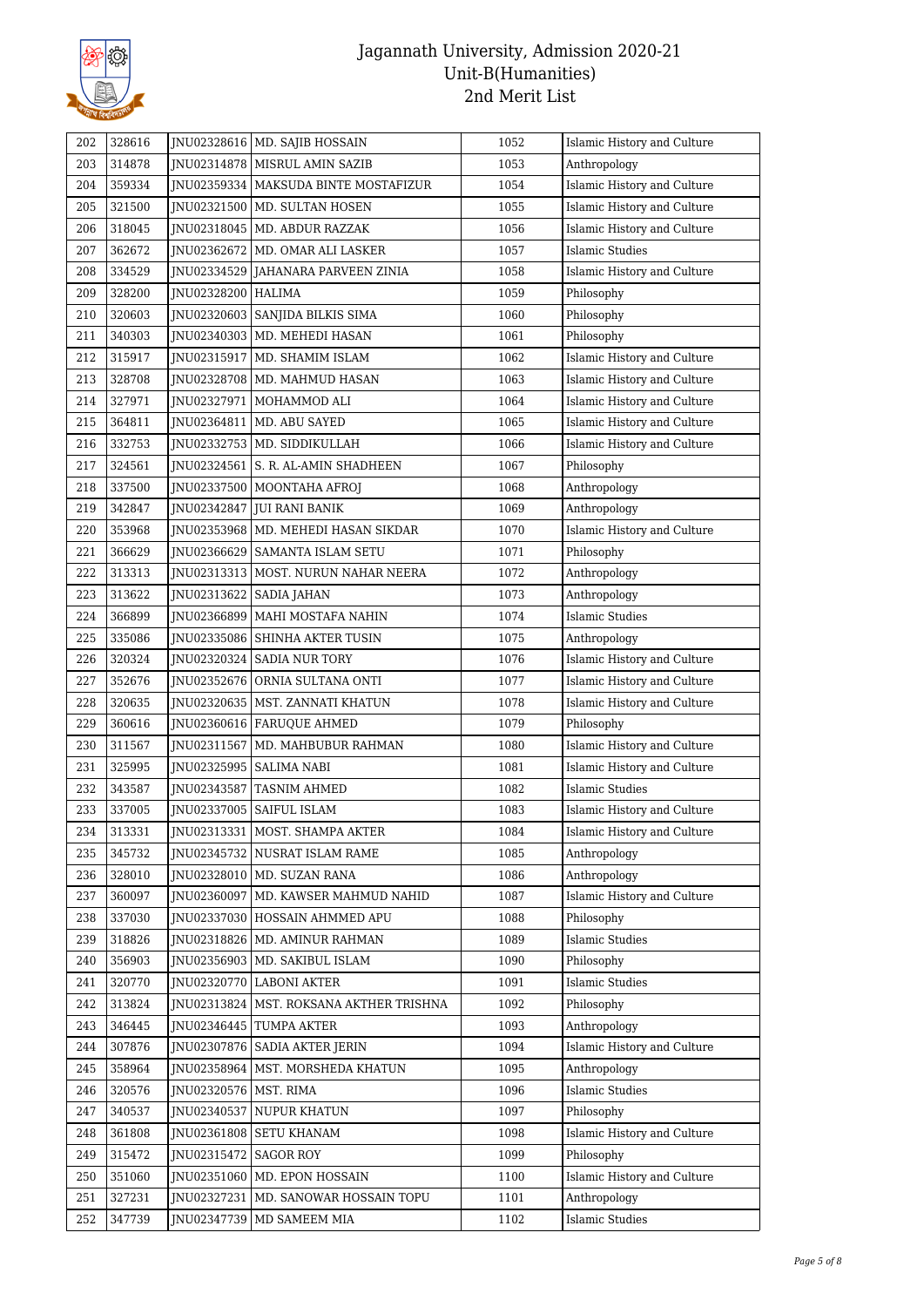# Jagannath University, Admission 2020-21
## Unit-B(Humanities)
## 2nd Merit List

| | | | | | |
|---|---|---|---|---|---|
| 202 | 328616 | JNU02328616 | MD. SAJIB HOSSAIN | 1052 | Islamic History and Culture |
| 203 | 314878 | JNU02314878 | MISRUL AMIN SAZIB | 1053 | Anthropology |
| 204 | 359334 | JNU02359334 | MAKSUDA BINTE MOSTAFIZUR | 1054 | Islamic History and Culture |
| 205 | 321500 | JNU02321500 | MD. SULTAN HOSEN | 1055 | Islamic History and Culture |
| 206 | 318045 | JNU02318045 | MD. ABDUR RAZZAK | 1056 | Islamic History and Culture |
| 207 | 362672 | JNU02362672 | MD. OMAR ALI LASKER | 1057 | Islamic Studies |
| 208 | 334529 | JNU02334529 | JAHANARA PARVEEN ZINIA | 1058 | Islamic History and Culture |
| 209 | 328200 | JNU02328200 | HALIMA | 1059 | Philosophy |
| 210 | 320603 | JNU02320603 | SANJIDA BILKIS SIMA | 1060 | Philosophy |
| 211 | 340303 | JNU02340303 | MD. MEHEDI HASAN | 1061 | Philosophy |
| 212 | 315917 | JNU02315917 | MD. SHAMIM ISLAM | 1062 | Islamic History and Culture |
| 213 | 328708 | JNU02328708 | MD. MAHMUD HASAN | 1063 | Islamic History and Culture |
| 214 | 327971 | JNU02327971 | MOHAMMOD ALI | 1064 | Islamic History and Culture |
| 215 | 364811 | JNU02364811 | MD. ABU SAYED | 1065 | Islamic History and Culture |
| 216 | 332753 | JNU02332753 | MD. SIDDIKULLAH | 1066 | Islamic History and Culture |
| 217 | 324561 | JNU02324561 | S. R. AL-AMIN SHADHEEN | 1067 | Philosophy |
| 218 | 337500 | JNU02337500 | MOONTAHA AFROJ | 1068 | Anthropology |
| 219 | 342847 | JNU02342847 | JUI RANI BANIK | 1069 | Anthropology |
| 220 | 353968 | JNU02353968 | MD. MEHEDI HASAN SIKDAR | 1070 | Islamic History and Culture |
| 221 | 366629 | JNU02366629 | SAMANTA ISLAM SETU | 1071 | Philosophy |
| 222 | 313313 | JNU02313313 | MOST. NURUN NAHAR NEERA | 1072 | Anthropology |
| 223 | 313622 | JNU02313622 | SADIA JAHAN | 1073 | Anthropology |
| 224 | 366899 | JNU02366899 | MAHI MOSTAFA NAHIN | 1074 | Islamic Studies |
| 225 | 335086 | JNU02335086 | SHINHA AKTER TUSIN | 1075 | Anthropology |
| 226 | 320324 | JNU02320324 | SADIA NUR TORY | 1076 | Islamic History and Culture |
| 227 | 352676 | JNU02352676 | ORNIA SULTANA ONTI | 1077 | Islamic History and Culture |
| 228 | 320635 | JNU02320635 | MST. ZANNATI KHATUN | 1078 | Islamic History and Culture |
| 229 | 360616 | JNU02360616 | FARUQUE AHMED | 1079 | Philosophy |
| 230 | 311567 | JNU02311567 | MD. MAHBUBUR RAHMAN | 1080 | Islamic History and Culture |
| 231 | 325995 | JNU02325995 | SALIMA NABI | 1081 | Islamic History and Culture |
| 232 | 343587 | JNU02343587 | TASNIM AHMED | 1082 | Islamic Studies |
| 233 | 337005 | JNU02337005 | SAIFUL ISLAM | 1083 | Islamic History and Culture |
| 234 | 313331 | JNU02313331 | MOST. SHAMPA AKTER | 1084 | Islamic History and Culture |
| 235 | 345732 | JNU02345732 | NUSRAT ISLAM RAME | 1085 | Anthropology |
| 236 | 328010 | JNU02328010 | MD. SUZAN RANA | 1086 | Anthropology |
| 237 | 360097 | JNU02360097 | MD. KAWSER MAHMUD NAHID | 1087 | Islamic History and Culture |
| 238 | 337030 | JNU02337030 | HOSSAIN AHMMED APU | 1088 | Philosophy |
| 239 | 318826 | JNU02318826 | MD. AMINUR RAHMAN | 1089 | Islamic Studies |
| 240 | 356903 | JNU02356903 | MD. SAKIBUL ISLAM | 1090 | Philosophy |
| 241 | 320770 | JNU02320770 | LABONI AKTER | 1091 | Islamic Studies |
| 242 | 313824 | JNU02313824 | MST. ROKSANA AKTHER TRISHNA | 1092 | Philosophy |
| 243 | 346445 | JNU02346445 | TUMPA AKTER | 1093 | Anthropology |
| 244 | 307876 | JNU02307876 | SADIA AKTER JERIN | 1094 | Islamic History and Culture |
| 245 | 358964 | JNU02358964 | MST. MORSHEDA KHATUN | 1095 | Anthropology |
| 246 | 320576 | JNU02320576 | MST. RIMA | 1096 | Islamic Studies |
| 247 | 340537 | JNU02340537 | NUPUR KHATUN | 1097 | Philosophy |
| 248 | 361808 | JNU02361808 | SETU KHANAM | 1098 | Islamic History and Culture |
| 249 | 315472 | JNU02315472 | SAGOR ROY | 1099 | Philosophy |
| 250 | 351060 | JNU02351060 | MD. EPON HOSSAIN | 1100 | Islamic History and Culture |
| 251 | 327231 | JNU02327231 | MD. SANOWAR HOSSAIN TOPU | 1101 | Anthropology |
| 252 | 347739 | JNU02347739 | MD SAMEEM MIA | 1102 | Islamic Studies |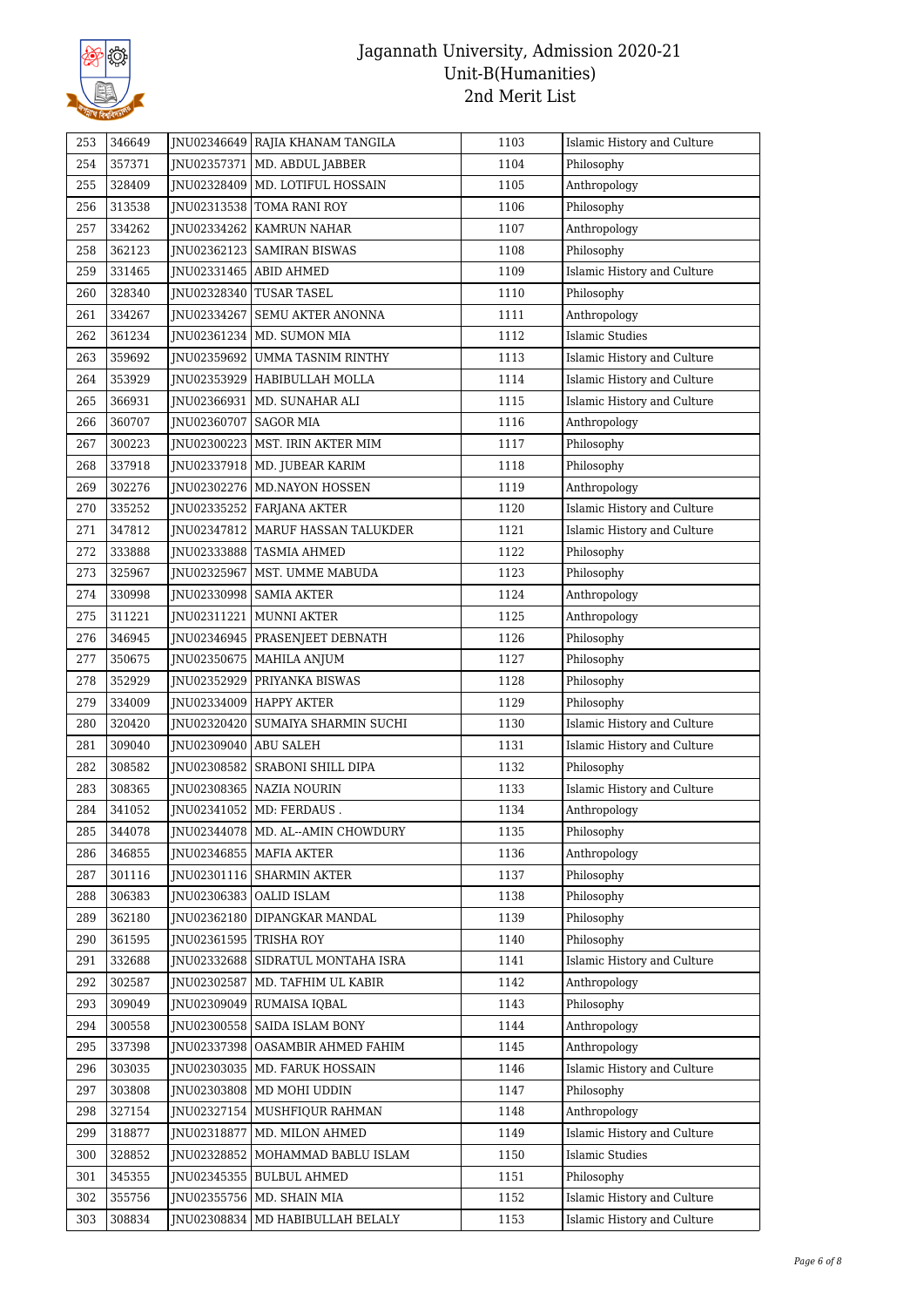# Jagannath University, Admission 2020-21
## Unit-B(Humanities)
## 2nd Merit List

| | | | | | |
|---|---|---|---|---|---|
| 253 | 346649 | JNU02346649 | RAJIA KHANAM TANGILA | 1103 | Islamic History and Culture |
| 254 | 357371 | JNU02357371 | MD. ABDUL JABBER | 1104 | Philosophy |
| 255 | 328409 | JNU02328409 | MD. LOTIFUL HOSSAIN | 1105 | Anthropology |
| 256 | 313538 | JNU02313538 | TOMA RANI ROY | 1106 | Philosophy |
| 257 | 334262 | JNU02334262 | KAMRUN NAHAR | 1107 | Anthropology |
| 258 | 362123 | JNU02362123 | SAMIRAN BISWAS | 1108 | Philosophy |
| 259 | 331465 | JNU02331465 | ABID AHMED | 1109 | Islamic History and Culture |
| 260 | 328340 | JNU02328340 | TUSAR TASEL | 1110 | Philosophy |
| 261 | 334267 | JNU02334267 | SEMU AKTER ANONNA | 1111 | Anthropology |
| 262 | 361234 | JNU02361234 | MD. SUMON MIA | 1112 | Islamic Studies |
| 263 | 359692 | JNU02359692 | UMMA TASNIM RINTHY | 1113 | Islamic History and Culture |
| 264 | 353929 | JNU02353929 | HABIBULLAH MOLLA | 1114 | Islamic History and Culture |
| 265 | 366931 | JNU02366931 | MD. SUNAHAR ALI | 1115 | Islamic History and Culture |
| 266 | 360707 | JNU02360707 | SAGOR MIA | 1116 | Anthropology |
| 267 | 300223 | JNU02300223 | MST. IRIN AKTER MIM | 1117 | Philosophy |
| 268 | 337918 | JNU02337918 | MD. JUBEAR KARIM | 1118 | Philosophy |
| 269 | 302276 | JNU02302276 | MD.NAYON HOSSEN | 1119 | Anthropology |
| 270 | 335252 | JNU02335252 | FARJANA AKTER | 1120 | Islamic History and Culture |
| 271 | 347812 | JNU02347812 | MARUF HASSAN TALUKDER | 1121 | Islamic History and Culture |
| 272 | 333888 | JNU02333888 | TASMIA AHMED | 1122 | Philosophy |
| 273 | 325967 | JNU02325967 | MST. UMME MABUDA | 1123 | Philosophy |
| 274 | 330998 | JNU02330998 | SAMIA AKTER | 1124 | Anthropology |
| 275 | 311221 | JNU02311221 | MUNNI AKTER | 1125 | Anthropology |
| 276 | 346945 | JNU02346945 | PRASENJEET DEBNATH | 1126 | Philosophy |
| 277 | 350675 | JNU02350675 | MAHILA ANJUM | 1127 | Philosophy |
| 278 | 352929 | JNU02352929 | PRIYANKA BISWAS | 1128 | Philosophy |
| 279 | 334009 | JNU02334009 | HAPPY AKTER | 1129 | Philosophy |
| 280 | 320420 | JNU02320420 | SUMAIYA SHARMIN SUCHI | 1130 | Islamic History and Culture |
| 281 | 309040 | JNU02309040 | ABU SALEH | 1131 | Islamic History and Culture |
| 282 | 308582 | JNU02308582 | SRABONI SHILL DIPA | 1132 | Philosophy |
| 283 | 308365 | JNU02308365 | NAZIA NOURIN | 1133 | Islamic History and Culture |
| 284 | 341052 | JNU02341052 | MD: FERDAUS . | 1134 | Anthropology |
| 285 | 344078 | JNU02344078 | MD. AL--AMIN CHOWDURY | 1135 | Philosophy |
| 286 | 346855 | JNU02346855 | MAFIA AKTER | 1136 | Anthropology |
| 287 | 301116 | JNU02301116 | SHARMIN AKTER | 1137 | Philosophy |
| 288 | 306383 | JNU02306383 | OALID ISLAM | 1138 | Philosophy |
| 289 | 362180 | JNU02362180 | DIPANGKAR MANDAL | 1139 | Philosophy |
| 290 | 361595 | JNU02361595 | TRISHA ROY | 1140 | Philosophy |
| 291 | 332688 | JNU02332688 | SIDRATUL MONTAHA ISRA | 1141 | Islamic History and Culture |
| 292 | 302587 | JNU02302587 | MD. TAFHIM UL KABIR | 1142 | Anthropology |
| 293 | 309049 | JNU02309049 | RUMAISA IQBAL | 1143 | Philosophy |
| 294 | 300558 | JNU02300558 | SAIDA ISLAM BONY | 1144 | Anthropology |
| 295 | 337398 | JNU02337398 | OASAMBIR AHMED FAHIM | 1145 | Anthropology |
| 296 | 303035 | JNU02303035 | MD. FARUK HOSSAIN | 1146 | Islamic History and Culture |
| 297 | 303808 | JNU02303808 | MD MOHI UDDIN | 1147 | Philosophy |
| 298 | 327154 | JNU02327154 | MUSHFIQUR RAHMAN | 1148 | Anthropology |
| 299 | 318877 | JNU02318877 | MD. MILON AHMED | 1149 | Islamic History and Culture |
| 300 | 328852 | JNU02328852 | MOHAMMAD BABLU ISLAM | 1150 | Islamic Studies |
| 301 | 345355 | JNU02345355 | BULBUL AHMED | 1151 | Philosophy |
| 302 | 355756 | JNU02355756 | MD. SHAIN MIA | 1152 | Islamic History and Culture |
| 303 | 308834 | JNU02308834 | MD HABIBULLAH BELALY | 1153 | Islamic History and Culture |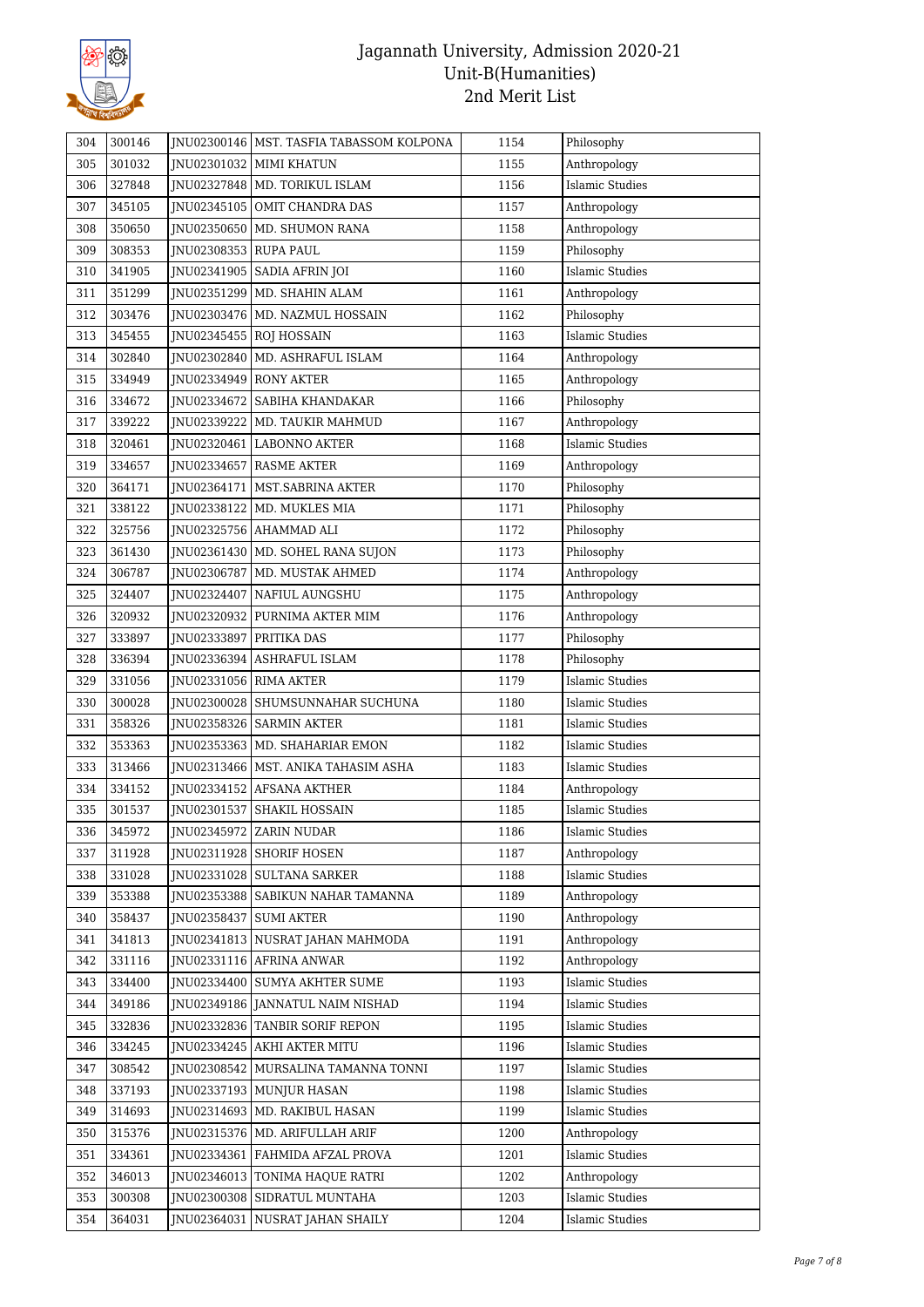# Jagannath University, Admission 2020-21
## Unit-B(Humanities)
## 2nd Merit List

| | | | | | |
|---|---|---|---|---|---|
| 304 | 300146 | JNU02300146 | MST. TASFIA TABASSOM KOLPONA | 1154 | Philosophy |
| 305 | 301032 | JNU02301032 | MIMI KHATUN | 1155 | Anthropology |
| 306 | 327848 | JNU02327848 | MD. TORIKUL ISLAM | 1156 | Islamic Studies |
| 307 | 345105 | JNU02345105 | OMIT CHANDRA DAS | 1157 | Anthropology |
| 308 | 350650 | JNU02350650 | MD. SHUMON RANA | 1158 | Anthropology |
| 309 | 308353 | JNU02308353 | RUPA PAUL | 1159 | Philosophy |
| 310 | 341905 | JNU02341905 | SADIA AFRIN JOI | 1160 | Islamic Studies |
| 311 | 351299 | JNU02351299 | MD. SHAHIN ALAM | 1161 | Anthropology |
| 312 | 303476 | JNU02303476 | MD. NAZMUL HOSSAIN | 1162 | Philosophy |
| 313 | 345455 | JNU02345455 | ROJ HOSSAIN | 1163 | Islamic Studies |
| 314 | 302840 | JNU02302840 | MD. ASHRAFUL ISLAM | 1164 | Anthropology |
| 315 | 334949 | JNU02334949 | RONY AKTER | 1165 | Anthropology |
| 316 | 334672 | JNU02334672 | SABIHA KHANDAKAR | 1166 | Philosophy |
| 317 | 339222 | JNU02339222 | MD. TAUKIR MAHMUD | 1167 | Anthropology |
| 318 | 320461 | JNU02320461 | LABONNO AKTER | 1168 | Islamic Studies |
| 319 | 334657 | JNU02334657 | RASME AKTER | 1169 | Anthropology |
| 320 | 364171 | JNU02364171 | MST.SABRINA AKTER | 1170 | Philosophy |
| 321 | 338122 | JNU02338122 | MD. MUKLES MIA | 1171 | Philosophy |
| 322 | 325756 | JNU02325756 | AHAMMAD ALI | 1172 | Philosophy |
| 323 | 361430 | JNU02361430 | MD. SOHEL RANA SUJON | 1173 | Philosophy |
| 324 | 306787 | JNU02306787 | MD. MUSTAK AHMED | 1174 | Anthropology |
| 325 | 324407 | JNU02324407 | NAFIUL AUNGSHU | 1175 | Anthropology |
| 326 | 320932 | JNU02320932 | PURNIMA AKTER MIM | 1176 | Anthropology |
| 327 | 333897 | JNU02333897 | PRITIKA DAS | 1177 | Philosophy |
| 328 | 336394 | JNU02336394 | ASHRAFUL ISLAM | 1178 | Philosophy |
| 329 | 331056 | JNU02331056 | RIMA AKTER | 1179 | Islamic Studies |
| 330 | 300028 | JNU02300028 | SHUMSUNNAHAR SUCHUNA | 1180 | Islamic Studies |
| 331 | 358326 | JNU02358326 | SARMIN AKTER | 1181 | Islamic Studies |
| 332 | 353363 | JNU02353363 | MD. SHAHARIAR EMON | 1182 | Islamic Studies |
| 333 | 313466 | JNU02313466 | MST. ANIKA TAHASIM ASHA | 1183 | Islamic Studies |
| 334 | 334152 | JNU02334152 | AFSANA AKTHER | 1184 | Anthropology |
| 335 | 301537 | JNU02301537 | SHAKIL HOSSAIN | 1185 | Islamic Studies |
| 336 | 345972 | JNU02345972 | ZARIN NUDAR | 1186 | Islamic Studies |
| 337 | 311928 | JNU02311928 | SHORIF HOSEN | 1187 | Anthropology |
| 338 | 331028 | JNU02331028 | SULTANA SARKER | 1188 | Islamic Studies |
| 339 | 353388 | JNU02353388 | SABIKUN NAHAR TAMANNA | 1189 | Anthropology |
| 340 | 358437 | JNU02358437 | SUMI AKTER | 1190 | Anthropology |
| 341 | 341813 | JNU02341813 | NUSRAT JAHAN MAHMODA | 1191 | Anthropology |
| 342 | 331116 | JNU02331116 | AFRINA ANWAR | 1192 | Anthropology |
| 343 | 334400 | JNU02334400 | SUMYA AKHTER SUME | 1193 | Islamic Studies |
| 344 | 349186 | JNU02349186 | JANNATUL NAIM NISHAD | 1194 | Islamic Studies |
| 345 | 332836 | JNU02332836 | TANBIR SORIF REPON | 1195 | Islamic Studies |
| 346 | 334245 | JNU02334245 | AKHI AKTER MITU | 1196 | Islamic Studies |
| 347 | 308542 | JNU02308542 | MURSALINA TAMANNA TONNI | 1197 | Islamic Studies |
| 348 | 337193 | JNU02337193 | MUNJUR HASAN | 1198 | Islamic Studies |
| 349 | 314693 | JNU02314693 | MD. RAKIBUL HASAN | 1199 | Islamic Studies |
| 350 | 315376 | JNU02315376 | MD. ARIFULLAH ARIF | 1200 | Anthropology |
| 351 | 334361 | JNU02334361 | FAHMIDA AFZAL PROVA | 1201 | Islamic Studies |
| 352 | 346013 | JNU02346013 | TONIMA HAQUE RATRI | 1202 | Anthropology |
| 353 | 300308 | JNU02300308 | SIDRATUL MUNTAHA | 1203 | Islamic Studies |
| 354 | 364031 | JNU02364031 | NUSRAT JAHAN SHAILY | 1204 | Islamic Studies |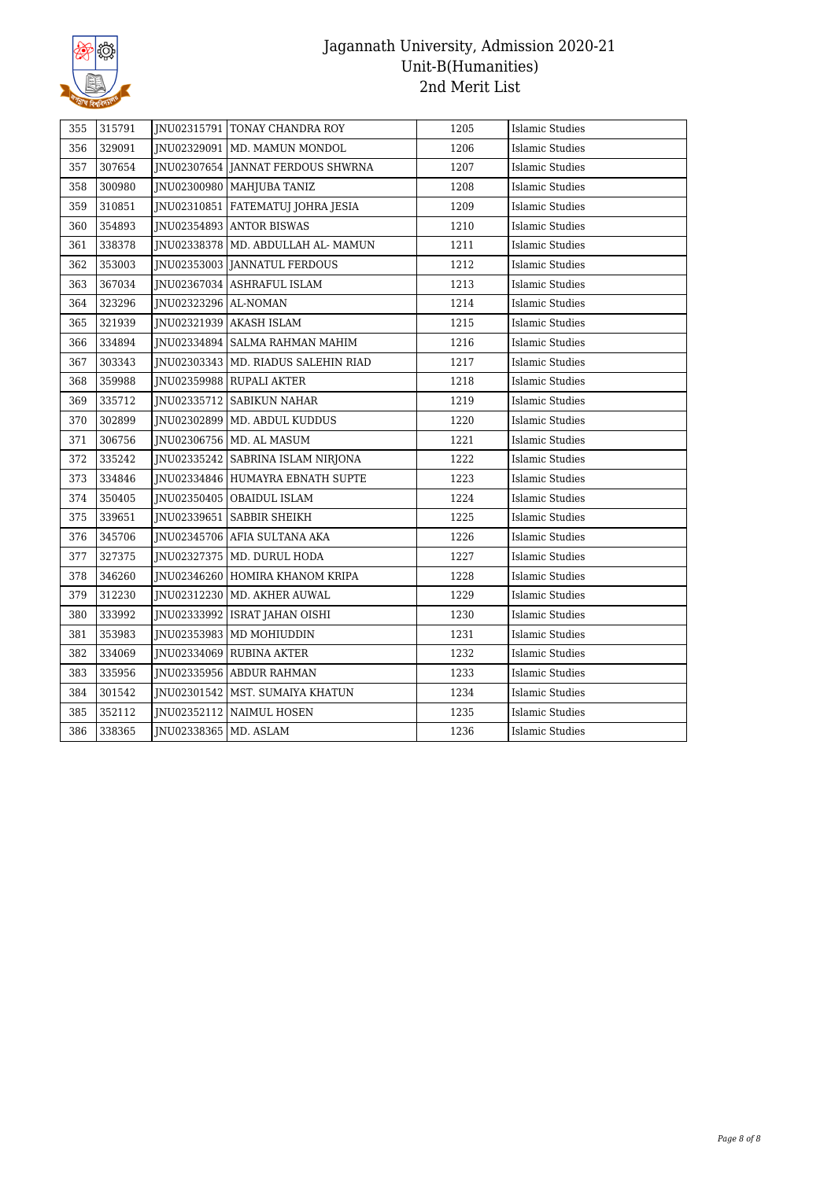| | | | | | |
|---|---|---|---|---|---|
| 355 | 315791 | JNU02315791 | TONAY CHANDRA ROY | 1205 | Islamic Studies |
| 356 | 329091 | JNU02329091 | MD. MAMUN MONDOL | 1206 | Islamic Studies |
| 357 | 307654 | JNU02307654 | JANNAT FERDOUS SHWRNA | 1207 | Islamic Studies |
| 358 | 300980 | JNU02300980 | MAHJUBA TANIZ | 1208 | Islamic Studies |
| 359 | 310851 | JNU02310851 | FATEMATUJ JOHRA JESIA | 1209 | Islamic Studies |
| 360 | 354893 | JNU02354893 | ANTOR BISWAS | 1210 | Islamic Studies |
| 361 | 338378 | JNU02338378 | MD. ABDULLAH AL- MAMUN | 1211 | Islamic Studies |
| 362 | 353003 | JNU02353003 | JANNATUL FERDOUS | 1212 | Islamic Studies |
| 363 | 367034 | JNU02367034 | ASHRAFUL ISLAM | 1213 | Islamic Studies |
| 364 | 323296 | JNU02323296 | AL-NOMAN | 1214 | Islamic Studies |
| 365 | 321939 | JNU02321939 | AKASH ISLAM | 1215 | Islamic Studies |
| 366 | 334894 | JNU02334894 | SALMA RAHMAN MAHIM | 1216 | Islamic Studies |
| 367 | 303343 | JNU02303343 | MD. RIADUS SALEHIN RIAD | 1217 | Islamic Studies |
| 368 | 359988 | JNU02359988 | RUPALI AKTER | 1218 | Islamic Studies |
| 369 | 335712 | JNU02335712 | SABIKUN NAHAR | 1219 | Islamic Studies |
| 370 | 302899 | JNU02302899 | MD. ABDUL KUDDUS | 1220 | Islamic Studies |
| 371 | 306756 | JNU02306756 | MD. AL MASUM | 1221 | Islamic Studies |
| 372 | 335242 | JNU02335242 | SABRINA ISLAM NIRJONA | 1222 | Islamic Studies |
| 373 | 334846 | JNU02334846 | HUMAYRA EBNATH SUPTE | 1223 | Islamic Studies |
| 374 | 350405 | JNU02350405 | OBAIDUL ISLAM | 1224 | Islamic Studies |
| 375 | 339651 | JNU02339651 | SABBIR SHEIKH | 1225 | Islamic Studies |
| 376 | 345706 | JNU02345706 | AFIA SULTANA AKA | 1226 | Islamic Studies |
| 377 | 327375 | JNU02327375 | MD. DURUL HODA | 1227 | Islamic Studies |
| 378 | 346260 | JNU02346260 | HOMIRA KHANOM KRIPA | 1228 | Islamic Studies |
| 379 | 312230 | JNU02312230 | MD. AKHER AUWAL | 1229 | Islamic Studies |
| 380 | 333992 | JNU02333992 | ISRAT JAHAN OISHI | 1230 | Islamic Studies |
| 381 | 353983 | JNU02353983 | MD MOHIUDDIN | 1231 | Islamic Studies |
| 382 | 334069 | JNU02334069 | RUBINA AKTER | 1232 | Islamic Studies |
| 383 | 335956 | JNU02335956 | ABDUR RAHMAN | 1233 | Islamic Studies |
| 384 | 301542 | JNU02301542 | MST. SUMAIYA KHATUN | 1234 | Islamic Studies |
| 385 | 352112 | JNU02352112 | NAIMUL HOSEN | 1235 | Islamic Studies |
| 386 | 338365 | JNU02338365 | MD. ASLAM | 1236 | Islamic Studies |